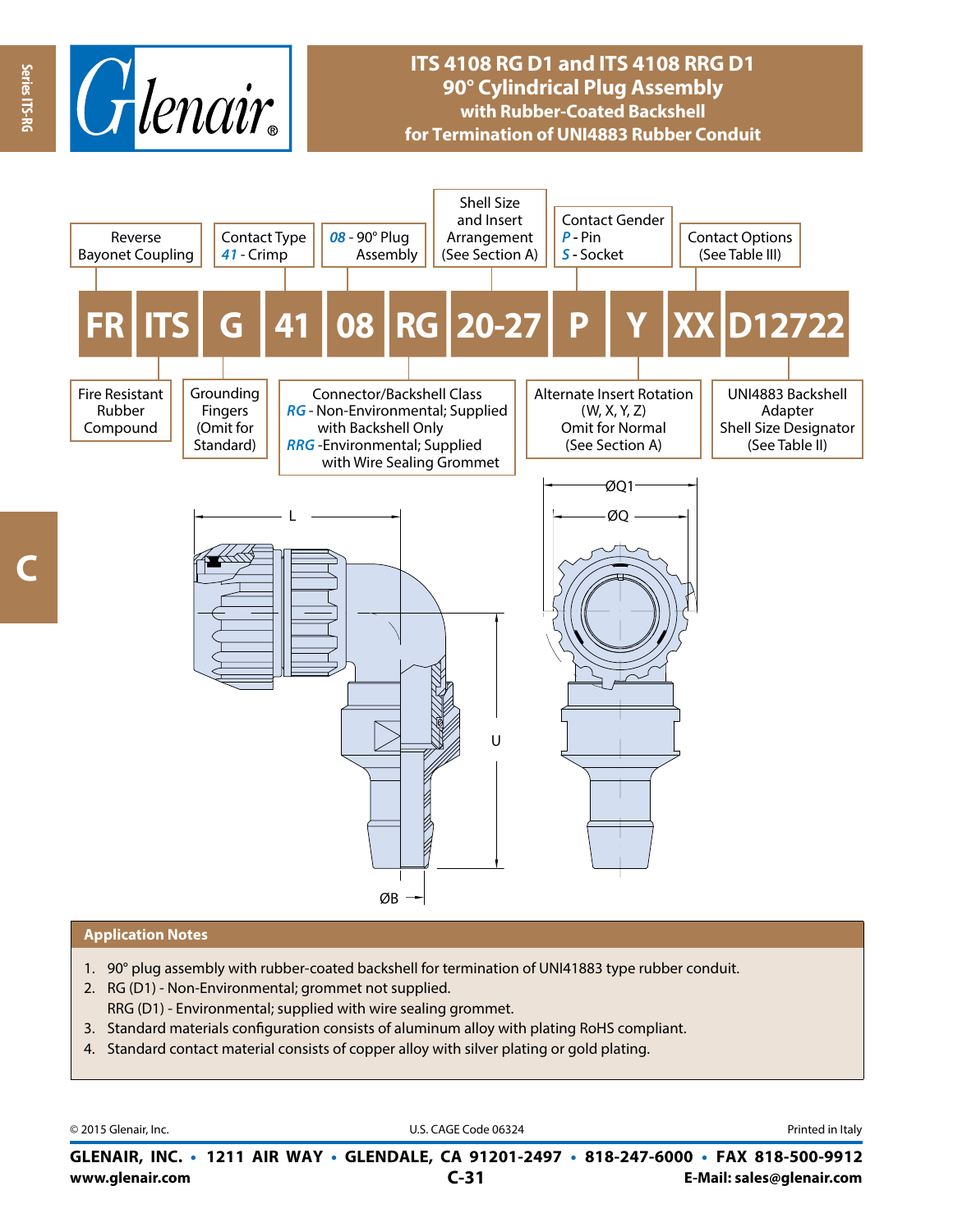# ITS 4108 RG D1 and ITS 4108 RRG D1
## 90° Cylindrical Plug Assembly
### with Rubber-Coated Backshell
### for Termination of UNI4883 Rubber Conduit

**FR | ITS | G | 41 | 08 | RG | 20-27 | P | Y | XX | D12722**

| Code | Description |
|---|---|
| FR | Fire Resistant Rubber Compound |
| ITS | Reverse Bayonet Coupling |
| G | Grounding Fingers (Omit for Standard) |
| 41 | Contact Type: *41* - Crimp |
| 08 | *08* - 90° Plug Assembly |
| RG | Connector/Backshell Class: *RG* - Non-Environmental; Supplied with Backshell Only; *RRG* - Environmental; Supplied with Wire Sealing Grommet |
| 20-27 | Shell Size and Insert Arrangement (See Section A) |
| P | Contact Gender: *P* - Pin; *S* - Socket |
| Y | Alternate Insert Rotation (W, X, Y, Z) Omit for Normal (See Section A) |
| XX | Contact Options (See Table III) |
| D12722 | UNI4883 Backshell Adapter Shell Size Designator (See Table II) |

L

ØQ1

ØQ

U

ØB

## Application Notes

1. 90° plug assembly with rubber-coated backshell for termination of UNI41883 type rubber conduit.
2. RG (D1) - Non-Environmental; grommet not supplied.
   RRG (D1) - Environmental; supplied with wire sealing grommet.
3. Standard materials configuration consists of aluminum alloy with plating RoHS compliant.
4. Standard contact material consists of copper alloy with silver plating or gold plating.

© 2015 Glenair, Inc. U.S. CAGE Code 06324 Printed in Italy

**GLENAIR, INC. • 1211 AIR WAY • GLENDALE, CA 91201-2497 • 818-247-6000 • FAX 818-500-9912**

**www.glenair.com** **E-Mail: sales@glenair.com**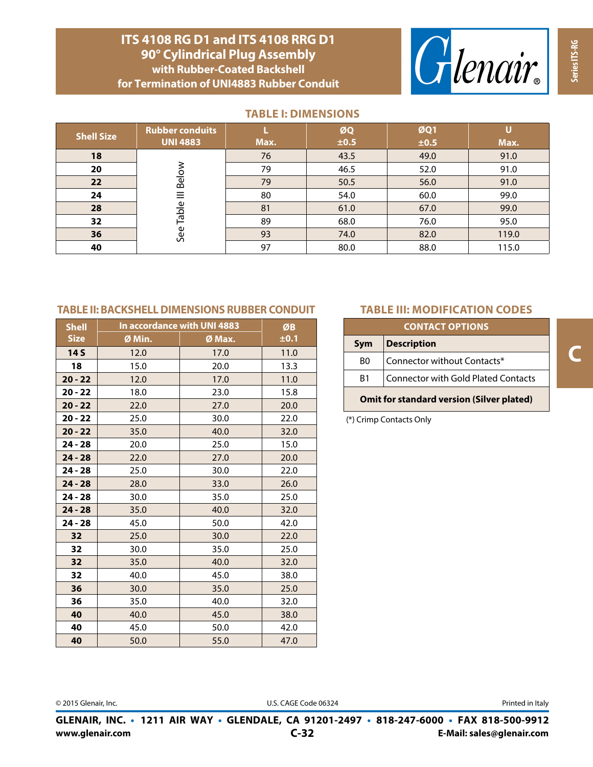# ITS 4108 RG D1 and ITS 4108 RRG D1 90° Cylindrical Plug Assembly with Rubber-Coated Backshell for Termination of UNI4883 Rubber Conduit

## TABLE I: DIMENSIONS

| Shell Size | Rubber conduits UNI 4883 | L Max. | ØQ ±0.5 | ØQ1 ±0.5 | U Max. |
|---|---|---|---|---|---|
| 18 | See Table III Below | 76 | 43.5 | 49.0 | 91.0 |
| 20 | | 79 | 46.5 | 52.0 | 91.0 |
| 22 | | 79 | 50.5 | 56.0 | 91.0 |
| 24 | | 80 | 54.0 | 60.0 | 99.0 |
| 28 | | 81 | 61.0 | 67.0 | 99.0 |
| 32 | | 89 | 68.0 | 76.0 | 95.0 |
| 36 | | 93 | 74.0 | 82.0 | 119.0 |
| 40 | | 97 | 80.0 | 88.0 | 115.0 |

## TABLE II: BACKSHELL DIMENSIONS RUBBER CONDUIT

| Shell Size | In accordance with UNI 4883 | | ØB ±0.1 |
|---|---|---|---|
| | Ø Min. | Ø Max. | |
| 14 S | 12.0 | 17.0 | 11.0 |
| 18 | 15.0 | 20.0 | 13.3 |
| 20 - 22 | 12.0 | 17.0 | 11.0 |
| 20 - 22 | 18.0 | 23.0 | 15.8 |
| 20 - 22 | 22.0 | 27.0 | 20.0 |
| 20 - 22 | 25.0 | 30.0 | 22.0 |
| 20 - 22 | 35.0 | 40.0 | 32.0 |
| 24 - 28 | 20.0 | 25.0 | 15.0 |
| 24 - 28 | 22.0 | 27.0 | 20.0 |
| 24 - 28 | 25.0 | 30.0 | 22.0 |
| 24 - 28 | 28.0 | 33.0 | 26.0 |
| 24 - 28 | 30.0 | 35.0 | 25.0 |
| 24 - 28 | 35.0 | 40.0 | 32.0 |
| 24 - 28 | 45.0 | 50.0 | 42.0 |
| 32 | 25.0 | 30.0 | 22.0 |
| 32 | 30.0 | 35.0 | 25.0 |
| 32 | 35.0 | 40.0 | 32.0 |
| 32 | 40.0 | 45.0 | 38.0 |
| 36 | 30.0 | 35.0 | 25.0 |
| 36 | 35.0 | 40.0 | 32.0 |
| 40 | 40.0 | 45.0 | 38.0 |
| 40 | 45.0 | 50.0 | 42.0 |
| 40 | 50.0 | 55.0 | 47.0 |

## TABLE III: MODIFICATION CODES

| CONTACT OPTIONS | |
|---|---|
| **Sym** | **Description** |
| B0 | Connector without Contacts* |
| B1 | Connector with Gold Plated Contacts |
| **Omit for standard version (Silver plated)** | |

(*) Crimp Contacts Only

© 2015 Glenair, Inc. U.S. CAGE Code 06324 Printed in Italy

GLENAIR, INC. • 1211 AIR WAY • GLENDALE, CA 91201-2497 • 818-247-6000 • FAX 818-500-9912
www.glenair.com E-Mail: sales@glenair.com